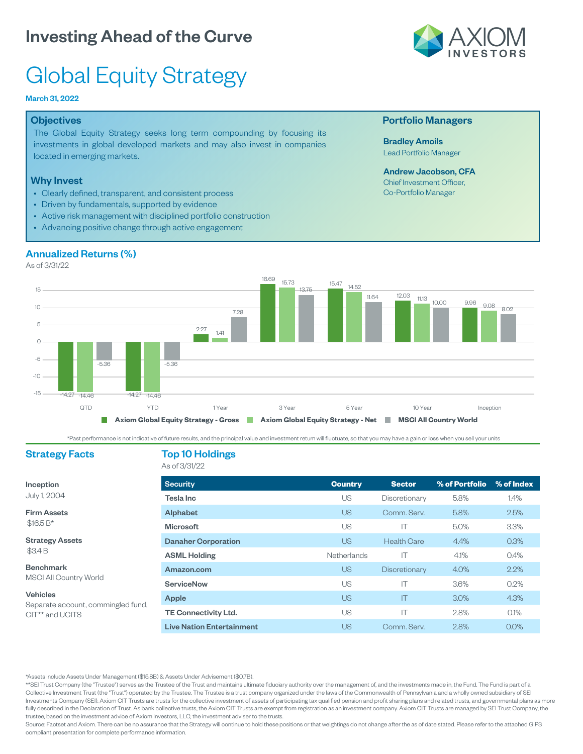# Investing Ahead of the Curve

AXIOM INVESTORS

# Global Equity Strategy

**March 31, 2022**

## Objectives

The Global Equity Strategy seeks long term compounding by focusing its investments in global developed markets and may also invest in companies located in emerging markets.

## Why Invest

- Clearly defined, transparent, and consistent process
- Driven by fundamentals, supported by evidence
- Active risk management with disciplined portfolio construction
- Advancing positive change through active engagement

## Portfolio Managers

**Bradley Amoils**
Lead Portfolio Manager

**Andrew Jacobson, CFA**
Chief Investment Officer,
Co-Portfolio Manager

## Annualized Returns (%)

As of 3/31/22

| | QTD | YTD | 1 Year | 3 Year | 5 Year | 10 Year | Inception |
|---|---|---|---|---|---|---|---|
| Axiom Global Equity Strategy - Gross | -14.27 | -14.27 | 2.27 | 16.69 | 15.47 | 12.03 | 9.96 |
| Axiom Global Equity Strategy - Net | -14.46 | -14.46 | 1.41 | 15.73 | 14.52 | 11.13 | 9.08 |
| MSCI All Country World | -5.36 | -5.36 | 7.28 | 13.75 | 11.64 | 10.00 | 8.02 |

*Past performance is not indicative of future results, and the principal value and investment return will fluctuate, so that you may have a gain or loss when you sell your units

## Strategy Facts

**Inception**
July 1, 2004

**Firm Assets**
$16.5 B*

**Strategy Assets**
$3.4 B

**Benchmark**
MSCI All Country World

**Vehicles**
Separate account, commingled fund, CIT** and UCITS

## Top 10 Holdings

As of 3/31/22

| Security | Country | Sector | % of Portfolio | % of Index |
|---|---|---|---|---|
| **Tesla Inc** | US | Discretionary | 5.8% | 1.4% |
| **Alphabet** | US | Comm. Serv. | 5.8% | 2.5% |
| **Microsoft** | US | IT | 5.0% | 3.3% |
| **Danaher Corporation** | US | Health Care | 4.4% | 0.3% |
| **ASML Holding** | Netherlands | IT | 4.1% | 0.4% |
| **Amazon.com** | US | Discretionary | 4.0% | 2.2% |
| **ServiceNow** | US | IT | 3.6% | 0.2% |
| **Apple** | US | IT | 3.0% | 4.3% |
| **TE Connectivity Ltd.** | US | IT | 2.8% | 0.1% |
| **Live Nation Entertainment** | US | Comm. Serv. | 2.8% | 0.0% |

*Assets include Assets Under Management ($15.8B) & Assets Under Advisement ($0.7B).

**SEI Trust Company (the "Trustee") serves as the Trustee of the Trust and maintains ultimate fiduciary authority over the management of, and the investments made in, the Fund. The Fund is part of a Collective Investment Trust (the "Trust") operated by the Trustee. The Trustee is a trust company organized under the laws of the Commonwealth of Pennsylvania and a wholly owned subsidiary of SEI Investments Company (SEI). Axiom CIT Trusts are trusts for the collective investment of assets of participating tax qualified pension and profit sharing plans and related trusts, and governmental plans as more fully described in the Declaration of Trust. As bank collective trusts, the Axiom CIT Trusts are exempt from registration as an investment company. Axiom CIT Trusts are managed by SEI Trust Company, the trustee, based on the investment advice of Axiom Investors, LLC, the investment adviser to the trusts.

Source: Factset and Axiom. There can be no assurance that the Strategy will continue to hold these positions or that weightings do not change after the as of date stated. Please refer to the attached GIPS compliant presentation for complete performance information.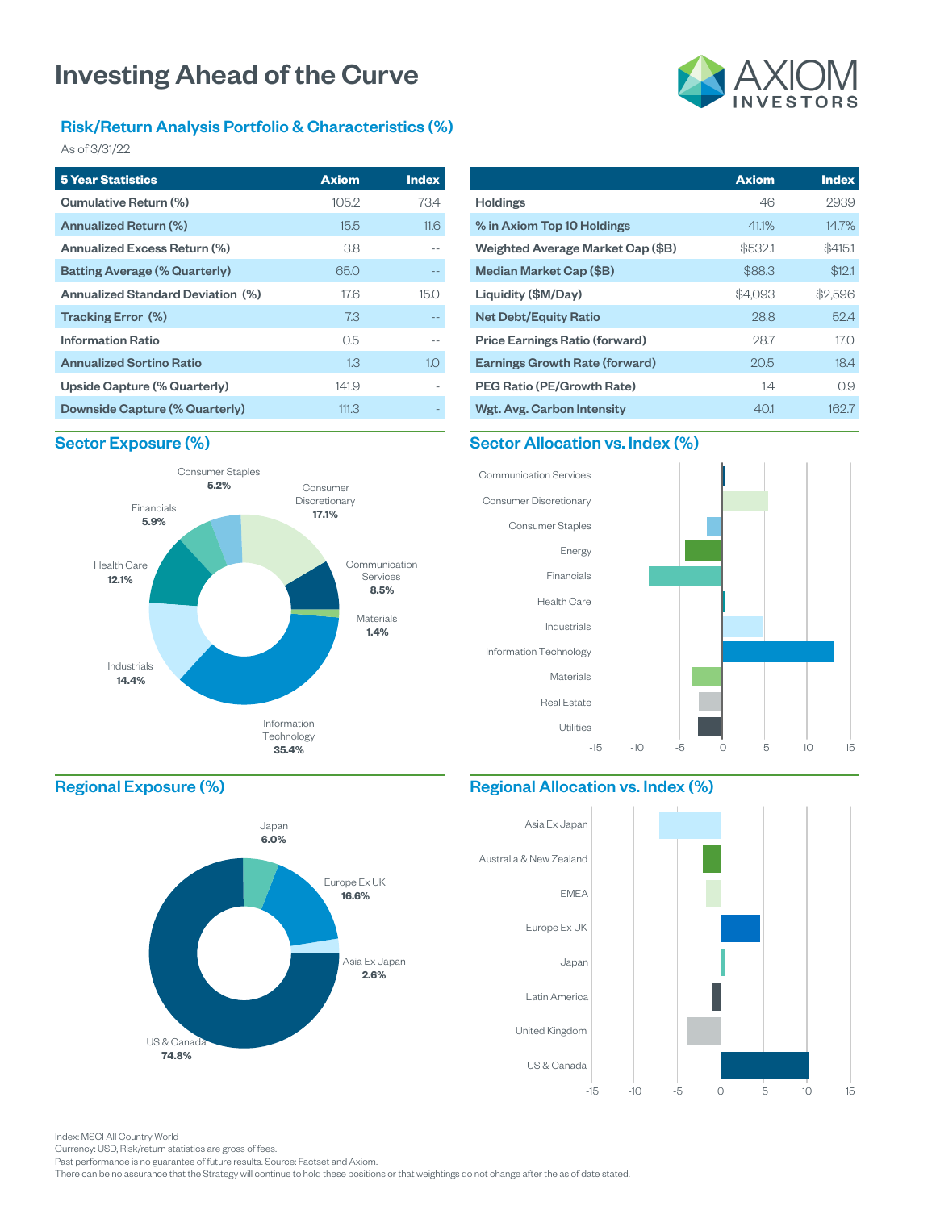# Investing Ahead of the Curve

AXIOM INVESTORS

## Risk/Return Analysis Portfolio & Characteristics (%)

As of 3/31/22

| 5 Year Statistics | Axiom | Index |
|---|---|---|
| Cumulative Return (%) | 105.2 | 73.4 |
| Annualized Return (%) | 15.5 | 11.6 |
| Annualized Excess Return (%) | 3.8 | -- |
| Batting Average (% Quarterly) | 65.0 | -- |
| Annualized Standard Deviation (%) | 17.6 | 15.0 |
| Tracking Error (%) | 7.3 | -- |
| Information Ratio | 0.5 | -- |
| Annualized Sortino Ratio | 1.3 | 1.0 |
| Upside Capture (% Quarterly) | 141.9 | - |
| Downside Capture (% Quarterly) | 111.3 | - |

| | Axiom | Index |
|---|---|---|
| Holdings | 46 | 2939 |
| % in Axiom Top 10 Holdings | 41.1% | 14.7% |
| Weighted Average Market Cap ($B) | $532.1 | $415.1 |
| Median Market Cap ($B) | $88.3 | $12.1 |
| Liquidity ($M/Day) | $4,093 | $2,596 |
| Net Debt/Equity Ratio | 28.8 | 52.4 |
| Price Earnings Ratio (forward) | 28.7 | 17.0 |
| Earnings Growth Rate (forward) | 20.5 | 18.4 |
| PEG Ratio (PE/Growth Rate) | 1.4 | 0.9 |
| Wgt. Avg. Carbon Intensity | 40.1 | 162.7 |

## Sector Exposure (%)

| Sector | % |
|---|---|
| Consumer Staples | 5.2% |
| Consumer Discretionary | 17.1% |
| Communication Services | 8.5% |
| Materials | 1.4% |
| Information Technology | 35.4% |
| Industrials | 14.4% |
| Health Care | 12.1% |
| Financials | 5.9% |

## Sector Allocation vs. Index (%)

Communication Services, Consumer Discretionary, Consumer Staples, Energy, Financials, Health Care, Industrials, Information Technology, Materials, Real Estate, Utilities

-15 -10 -5 0 5 10 15

## Regional Exposure (%)

| Region | % |
|---|---|
| Japan | 6.0% |
| Europe Ex UK | 16.6% |
| Asia Ex Japan | 2.6% |
| US & Canada | 74.8% |

## Regional Allocation vs. Index (%)

Asia Ex Japan, Australia & New Zealand, EMEA, Europe Ex UK, Japan, Latin America, United Kingdom, US & Canada

-15 -10 -5 0 5 10 15

Index: MSCI All Country World
Currency: USD, Risk/return statistics are gross of fees.
Past performance is no guarantee of future results. Source: Factset and Axiom.
There can be no assurance that the Strategy will continue to hold these positions or that weightings do not change after the as of date stated.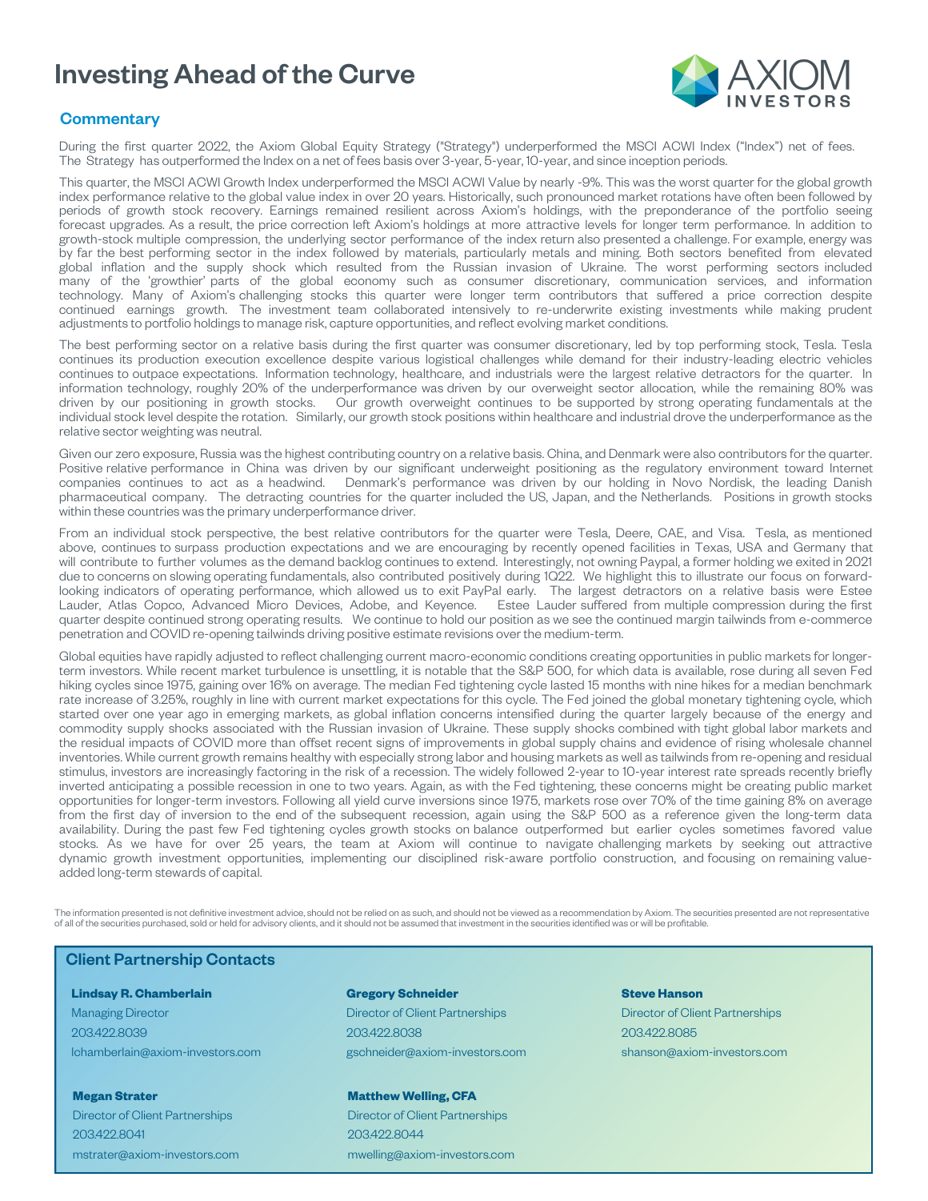# Investing Ahead of the Curve

AXIOM INVESTORS

## Commentary

During the first quarter 2022, the Axiom Global Equity Strategy ("Strategy") underperformed the MSCI ACWI Index ("Index") net of fees. The Strategy has outperformed the Index on a net of fees basis over 3-year, 5-year, 10-year, and since inception periods.

This quarter, the MSCI ACWI Growth Index underperformed the MSCI ACWI Value by nearly -9%. This was the worst quarter for the global growth index performance relative to the global value index in over 20 years. Historically, such pronounced market rotations have often been followed by periods of growth stock recovery. Earnings remained resilient across Axiom's holdings, with the preponderance of the portfolio seeing forecast upgrades. As a result, the price correction left Axiom's holdings at more attractive levels for longer term performance. In addition to growth-stock multiple compression, the underlying sector performance of the index return also presented a challenge. For example, energy was by far the best performing sector in the index followed by materials, particularly metals and mining. Both sectors benefited from elevated global inflation and the supply shock which resulted from the Russian invasion of Ukraine. The worst performing sectors included many of the 'growthier' parts of the global economy such as consumer discretionary, communication services, and information technology. Many of Axiom's challenging stocks this quarter were longer term contributors that suffered a price correction despite continued earnings growth. The investment team collaborated intensively to re-underwrite existing investments while making prudent adjustments to portfolio holdings to manage risk, capture opportunities, and reflect evolving market conditions.

The best performing sector on a relative basis during the first quarter was consumer discretionary, led by top performing stock, Tesla. Tesla continues its production execution excellence despite various logistical challenges while demand for their industry-leading electric vehicles continues to outpace expectations. Information technology, healthcare, and industrials were the largest relative detractors for the quarter. In information technology, roughly 20% of the underperformance was driven by our overweight sector allocation, while the remaining 80% was driven by our positioning in growth stocks. Our growth overweight continues to be supported by strong operating fundamentals at the individual stock level despite the rotation. Similarly, our growth stock positions within healthcare and industrial drove the underperformance as the relative sector weighting was neutral.

Given our zero exposure, Russia was the highest contributing country on a relative basis. China, and Denmark were also contributors for the quarter. Positive relative performance in China was driven by our significant underweight positioning as the regulatory environment toward Internet companies continues to act as a headwind. Denmark's performance was driven by our holding in Novo Nordisk, the leading Danish pharmaceutical company. The detracting countries for the quarter included the US, Japan, and the Netherlands. Positions in growth stocks within these countries was the primary underperformance driver.

From an individual stock perspective, the best relative contributors for the quarter were Tesla, Deere, CAE, and Visa. Tesla, as mentioned above, continues to surpass production expectations and we are encouraging by recently opened facilities in Texas, USA and Germany that will contribute to further volumes as the demand backlog continues to extend. Interestingly, not owning Paypal, a former holding we exited in 2021 due to concerns on slowing operating fundamentals, also contributed positively during 1Q22. We highlight this to illustrate our focus on forward-looking indicators of operating performance, which allowed us to exit PayPal early. The largest detractors on a relative basis were Estee Lauder, Atlas Copco, Advanced Micro Devices, Adobe, and Keyence. Estee Lauder suffered from multiple compression during the first quarter despite continued strong operating results. We continue to hold our position as we see the continued margin tailwinds from e-commerce penetration and COVID re-opening tailwinds driving positive estimate revisions over the medium-term.

Global equities have rapidly adjusted to reflect challenging current macro-economic conditions creating opportunities in public markets for longer-term investors. While recent market turbulence is unsettling, it is notable that the S&P 500, for which data is available, rose during all seven Fed hiking cycles since 1975, gaining over 16% on average. The median Fed tightening cycle lasted 15 months with nine hikes for a median benchmark rate increase of 3.25%, roughly in line with current market expectations for this cycle. The Fed joined the global monetary tightening cycle, which started over one year ago in emerging markets, as global inflation concerns intensified during the quarter largely because of the energy and commodity supply shocks associated with the Russian invasion of Ukraine. These supply shocks combined with tight global labor markets and the residual impacts of COVID more than offset recent signs of improvements in global supply chains and evidence of rising wholesale channel inventories. While current growth remains healthy with especially strong labor and housing markets as well as tailwinds from re-opening and residual stimulus, investors are increasingly factoring in the risk of a recession. The widely followed 2-year to 10-year interest rate spreads recently briefly inverted anticipating a possible recession in one to two years. Again, as with the Fed tightening, these concerns might be creating public market opportunities for longer-term investors. Following all yield curve inversions since 1975, markets rose over 70% of the time gaining 8% on average from the first day of inversion to the end of the subsequent recession, again using the S&P 500 as a reference given the long-term data availability. During the past few Fed tightening cycles growth stocks on balance outperformed but earlier cycles sometimes favored value stocks. As we have for over 25 years, the team at Axiom will continue to navigate challenging markets by seeking out attractive dynamic growth investment opportunities, implementing our disciplined risk-aware portfolio construction, and focusing on remaining value-added long-term stewards of capital.

The information presented is not definitive investment advice, should not be relied on as such, and should not be viewed as a recommendation by Axiom. The securities presented are not representative of all of the securities purchased, sold or held for advisory clients, and it should not be assumed that investment in the securities identified was or will be profitable.

## Client Partnership Contacts

**Lindsay R. Chamberlain**
Managing Director
203.422.8039
lchamberlain@axiom-investors.com

**Gregory Schneider**
Director of Client Partnerships
203.422.8038
gschneider@axiom-investors.com

**Steve Hanson**
Director of Client Partnerships
203.422.8085
shanson@axiom-investors.com

**Megan Strater**
Director of Client Partnerships
203.422.8041
mstrater@axiom-investors.com

**Matthew Welling, CFA**
Director of Client Partnerships
203.422.8044
mwelling@axiom-investors.com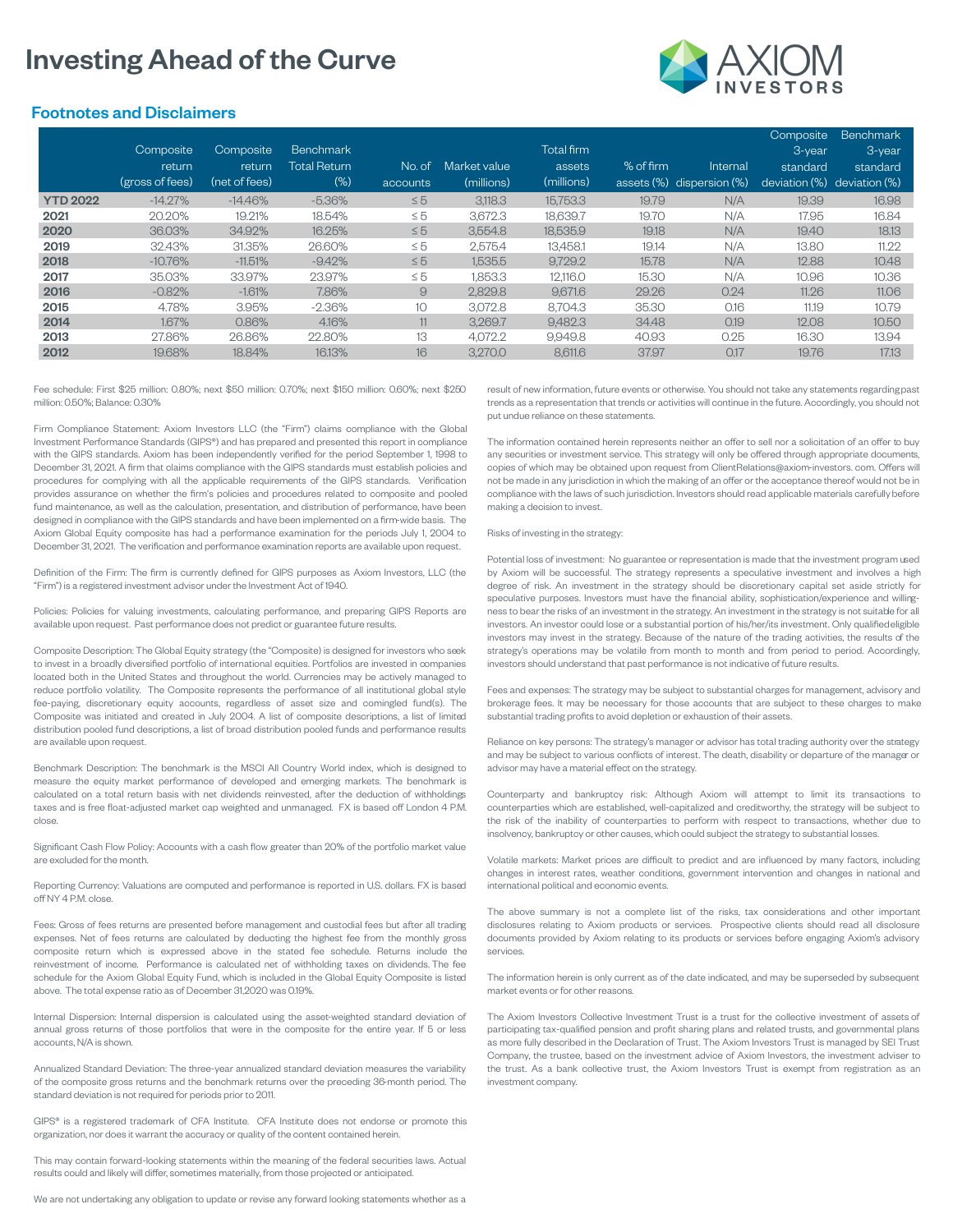# Investing Ahead of the Curve

AXIOM INVESTORS

## Footnotes and Disclaimers

| | Composite return (gross of fees) | Composite return (net of fees) | Benchmark Total Return (%) | No. of accounts | Market value (millions) | Total firm assets (millions) | % of firm assets (%) | Internal dispersion (%) | Composite 3-year standard deviation (%) | Benchmark 3-year standard deviation (%) |
|---|---|---|---|---|---|---|---|---|---|---|
| **YTD 2022** | -14.27% | -14.46% | -5.36% | ≤ 5 | 3,118.3 | 15,753.3 | 19.79 | N/A | 19.39 | 16.98 |
| **2021** | 20.20% | 19.21% | 18.54% | ≤ 5 | 3,672.3 | 18,639.7 | 19.70 | N/A | 17.95 | 16.84 |
| **2020** | 36.03% | 34.92% | 16.25% | ≤ 5 | 3,554.8 | 18,535.9 | 19.18 | N/A | 19.40 | 18.13 |
| **2019** | 32.43% | 31.35% | 26.60% | ≤ 5 | 2,575.4 | 13,458.1 | 19.14 | N/A | 13.80 | 11.22 |
| **2018** | -10.76% | -11.51% | -9.42% | ≤ 5 | 1,535.5 | 9,729.2 | 15.78 | N/A | 12.88 | 10.48 |
| **2017** | 35.03% | 33.97% | 23.97% | ≤ 5 | 1,853.3 | 12,116.0 | 15.30 | N/A | 10.96 | 10.36 |
| **2016** | -0.82% | -1.61% | 7.86% | 9 | 2,829.8 | 9,671.6 | 29.26 | 0.24 | 11.26 | 11.06 |
| **2015** | 4.78% | 3.95% | -2.36% | 10 | 3,072.8 | 8,704.3 | 35.30 | 0.16 | 11.19 | 10.79 |
| **2014** | 1.67% | 0.86% | 4.16% | 11 | 3,269.7 | 9,482.3 | 34.48 | 0.19 | 12.08 | 10.50 |
| **2013** | 27.86% | 26.86% | 22.80% | 13 | 4,072.2 | 9,949.8 | 40.93 | 0.25 | 16.30 | 13.94 |
| **2012** | 19.68% | 18.84% | 16.13% | 16 | 3,270.0 | 8,611.6 | 37.97 | 0.17 | 19.76 | 17.13 |

Fee schedule: First $25 million: 0.80%; next $50 million: 0.70%; next $150 million: 0.60%; next $250 million: 0.50%; Balance: 0.30%

Firm Compliance Statement: Axiom Investors LLC (the "Firm") claims compliance with the Global Investment Performance Standards (GIPS®) and has prepared and presented this report in compliance with the GIPS standards. Axiom has been independently verified for the period September 1, 1998 to December 31, 2021. A firm that claims compliance with the GIPS standards must establish policies and procedures for complying with all the applicable requirements of the GIPS standards. Verification provides assurance on whether the firm's policies and procedures related to composite and pooled fund maintenance, as well as the calculation, presentation, and distribution of performance, have been designed in compliance with the GIPS standards and have been implemented on a firm-wide basis. The Axiom Global Equity composite has had a performance examination for the periods July 1, 2004 to December 31, 2021. The verification and performance examination reports are available upon request.

Definition of the Firm: The firm is currently defined for GIPS purposes as Axiom Investors, LLC (the "Firm") is a registered investment advisor under the Investment Act of 1940.

Policies: Policies for valuing investments, calculating performance, and preparing GIPS Reports are available upon request. Past performance does not predict or guarantee future results.

Composite Description: The Global Equity strategy (the "Composite) is designed for investors who seek to invest in a broadly diversified portfolio of international equities. Portfolios are invested in companies located both in the United States and throughout the world. Currencies may be actively managed to reduce portfolio volatility. The Composite represents the performance of all institutional global style fee-paying, discretionary equity accounts, regardless of asset size and comingled fund(s). The Composite was initiated and created in July 2004. A list of composite descriptions, a list of limited distribution pooled fund descriptions, a list of broad distribution pooled funds and performance results are available upon request.

Benchmark Description: The benchmark is the MSCI All Country World index, which is designed to measure the equity market performance of developed and emerging markets. The benchmark is calculated on a total return basis with net dividends reinvested, after the deduction of withholdings taxes and is free float-adjusted market cap weighted and unmanaged. FX is based off London 4 P.M. close.

Significant Cash Flow Policy: Accounts with a cash flow greater than 20% of the portfolio market value are excluded for the month.

Reporting Currency: Valuations are computed and performance is reported in U.S. dollars. FX is based off NY 4 P.M. close.

Fees: Gross of fees returns are presented before management and custodial fees but after all trading expenses. Net of fees returns are calculated by deducting the highest fee from the monthly gross composite return which is expressed above in the stated fee schedule. Returns include the reinvestment of income. Performance is calculated net of withholding taxes on dividends. The fee schedule for the Axiom Global Equity Fund, which is included in the Global Equity Composite is listed above. The total expense ratio as of December 31,2020 was 0.19%.

Internal Dispersion: Internal dispersion is calculated using the asset-weighted standard deviation of annual gross returns of those portfolios that were in the composite for the entire year. If 5 or less accounts, N/A is shown.

Annualized Standard Deviation: The three-year annualized standard deviation measures the variability of the composite gross returns and the benchmark returns over the preceding 36-month period. The standard deviation is not required for periods prior to 2011.

GIPS® is a registered trademark of CFA Institute. CFA Institute does not endorse or promote this organization, nor does it warrant the accuracy or quality of the content contained herein.

This may contain forward-looking statements within the meaning of the federal securities laws. Actual results could and likely will differ, sometimes materially, from those projected or anticipated.

We are not undertaking any obligation to update or revise any forward looking statements whether as a result of new information, future events or otherwise. You should not take any statements regarding past trends as a representation that trends or activities will continue in the future. Accordingly, you should not put undue reliance on these statements.

The information contained herein represents neither an offer to sell nor a solicitation of an offer to buy any securities or investment service. This strategy will only be offered through appropriate documents, copies of which may be obtained upon request from ClientRelations@axiom-investors. com. Offers will not be made in any jurisdiction in which the making of an offer or the acceptance thereof would not be in compliance with the laws of such jurisdiction. Investors should read applicable materials carefully before making a decision to invest.

Risks of investing in the strategy:

Potential loss of investment: No guarantee or representation is made that the investment program used by Axiom will be successful. The strategy represents a speculative investment and involves a high degree of risk. An investment in the strategy should be discretionary capital set aside strictly for speculative purposes. Investors must have the financial ability, sophistication/experience and willingness to bear the risks of an investment in the strategy. An investment in the strategy is not suitable for all investors. An investor could lose or a substantial portion of his/her/its investment. Only qualified eligible investors may invest in the strategy. Because of the nature of the trading activities, the results of the strategy's operations may be volatile from month to month and from period to period. Accordingly, investors should understand that past performance is not indicative of future results.

Fees and expenses: The strategy may be subject to substantial charges for management, advisory and brokerage fees. It may be necessary for those accounts that are subject to these charges to make substantial trading profits to avoid depletion or exhaustion of their assets.

Reliance on key persons: The strategy's manager or advisor has total trading authority over the strategy and may be subject to various conflicts of interest. The death, disability or departure of the manager or advisor may have a material effect on the strategy.

Counterparty and bankruptcy risk: Although Axiom will attempt to limit its transactions to counterparties which are established, well-capitalized and creditworthy, the strategy will be subject to the risk of the inability of counterparties to perform with respect to transactions, whether due to insolvency, bankruptcy or other causes, which could subject the strategy to substantial losses.

Volatile markets: Market prices are difficult to predict and are influenced by many factors, including changes in interest rates, weather conditions, government intervention and changes in national and international political and economic events.

The above summary is not a complete list of the risks, tax considerations and other important disclosures relating to Axiom products or services. Prospective clients should read all disclosure documents provided by Axiom relating to its products or services before engaging Axiom's advisory services.

The information herein is only current as of the date indicated, and may be superseded by subsequent market events or for other reasons.

The Axiom Investors Collective Investment Trust is a trust for the collective investment of assets of participating tax-qualified pension and profit sharing plans and related trusts, and governmental plans as more fully described in the Declaration of Trust. The Axiom Investors Trust is managed by SEI Trust Company, the trustee, based on the investment advice of Axiom Investors, the investment adviser to the trust. As a bank collective trust, the Axiom Investors Trust is exempt from registration as an investment company.